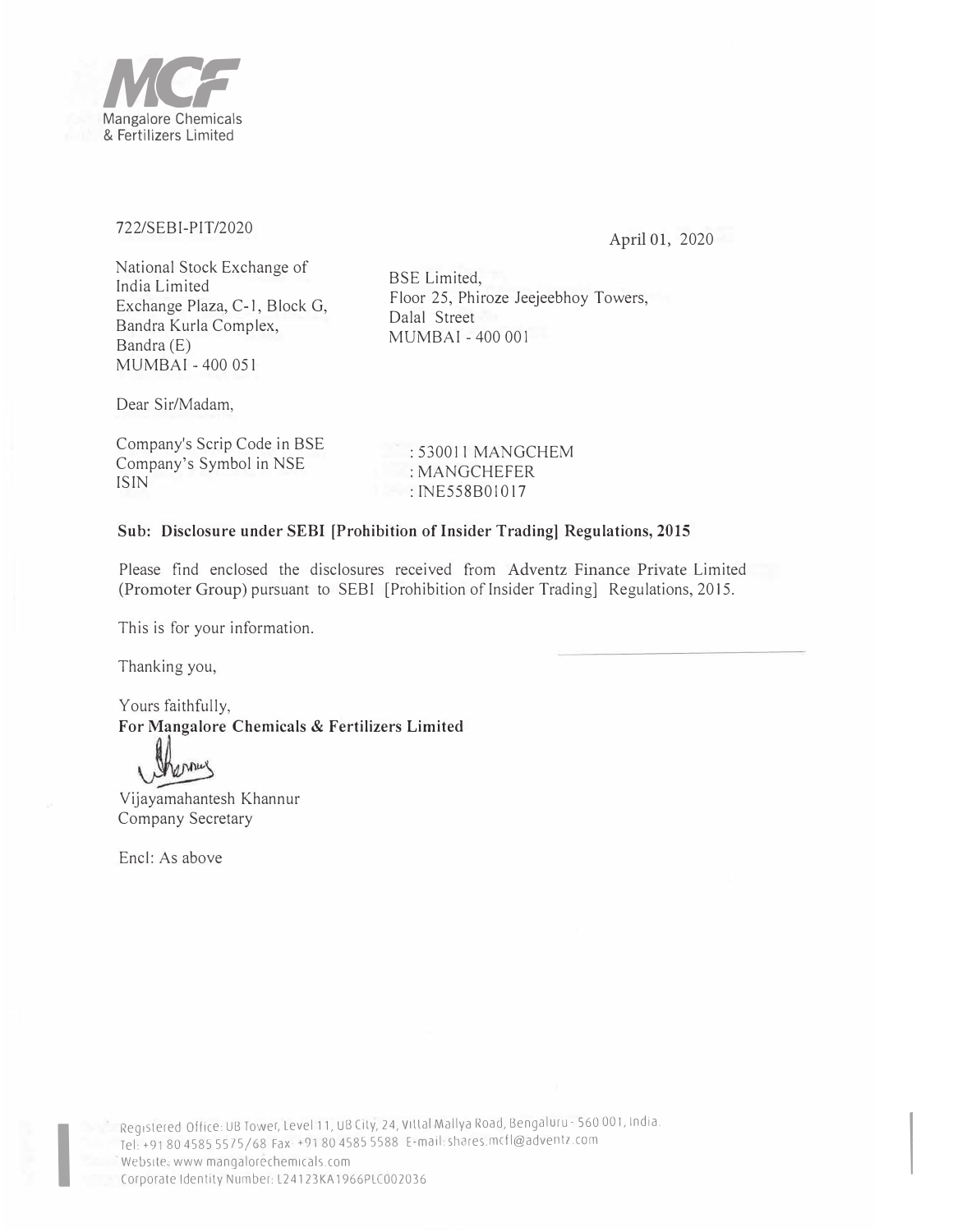Mangalore Chemicals & Fertilizers Limited

722/SEBI-PIT/2020

April 01, 2020

National Stock Exchange of India Limited
Exchange Plaza, C-1, Block G,
Bandra Kurla Complex,
Bandra (E)
MUMBAI - 400 051

BSE Limited,
Floor 25, Phiroze Jeejeebhoy Towers,
Dalal Street
MUMBAI - 400 001

Dear Sir/Madam,

| | |
|---|---|
| Company's Scrip Code in BSE | : 530011 MANGCHEM |
| Company's Symbol in NSE | : MANGCHEFER |
| ISIN | : INE558B01017 |

**Sub: Disclosure under SEBI [Prohibition of Insider Trading] Regulations, 2015**

Please find enclosed the disclosures received from Adventz Finance Private Limited (Promoter Group) pursuant to SEBI [Prohibition of Insider Trading] Regulations, 2015.

This is for your information.

Thanking you,

Yours faithfully,
**For Mangalore Chemicals & Fertilizers Limited**

Vijayamahantesh Khannur
Company Secretary

Encl: As above

Registered Office: UB Tower, Level 11, UB City, 24, Vittal Mallya Road, Bengaluru - 560 001, India.
Tel: +91 80 4585 5575/68 Fax: +91 80 4585 5588 E-mail: shares.mcfl@adventz.com
Website: www.mangalorechemicals.com
Corporate Identity Number: L24123KA1966PLC002036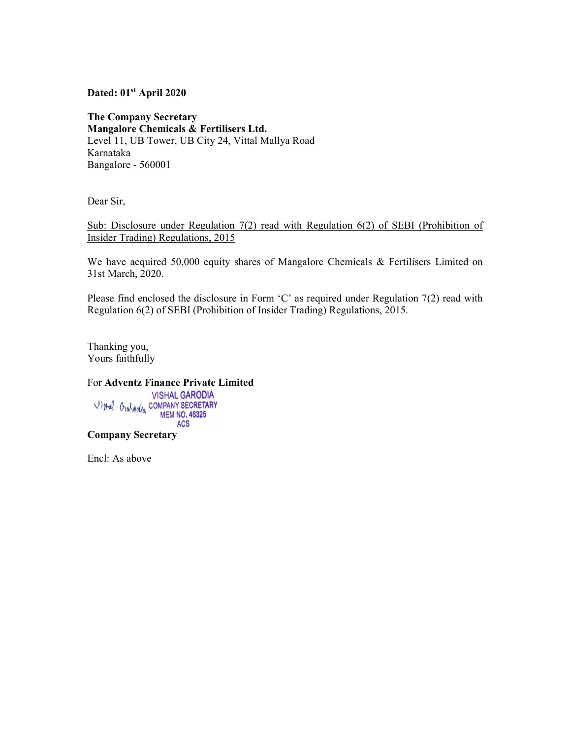**Dated: 01st April 2020**

**The Company Secretary**
**Mangalore Chemicals & Fertilisers Ltd.**
Level 11, UB Tower, UB City 24, Vittal Mallya Road
Karnataka
Bangalore - 560001

Dear Sir,

Sub: Disclosure under Regulation 7(2) read with Regulation 6(2) of SEBI (Prohibition of Insider Trading) Regulations, 2015

We have acquired 50,000 equity shares of Mangalore Chemicals & Fertilisers Limited on 31st March, 2020.

Please find enclosed the disclosure in Form 'C' as required under Regulation 7(2) read with Regulation 6(2) of SEBI (Prohibition of Insider Trading) Regulations, 2015.

Thanking you,
Yours faithfully

For **Adventz Finance Private Limited**

Vishal Garodia
VISHAL GARODIA
COMPANY SECRETARY
MEM NO. 46325
ACS

**Company Secretary**

Encl: As above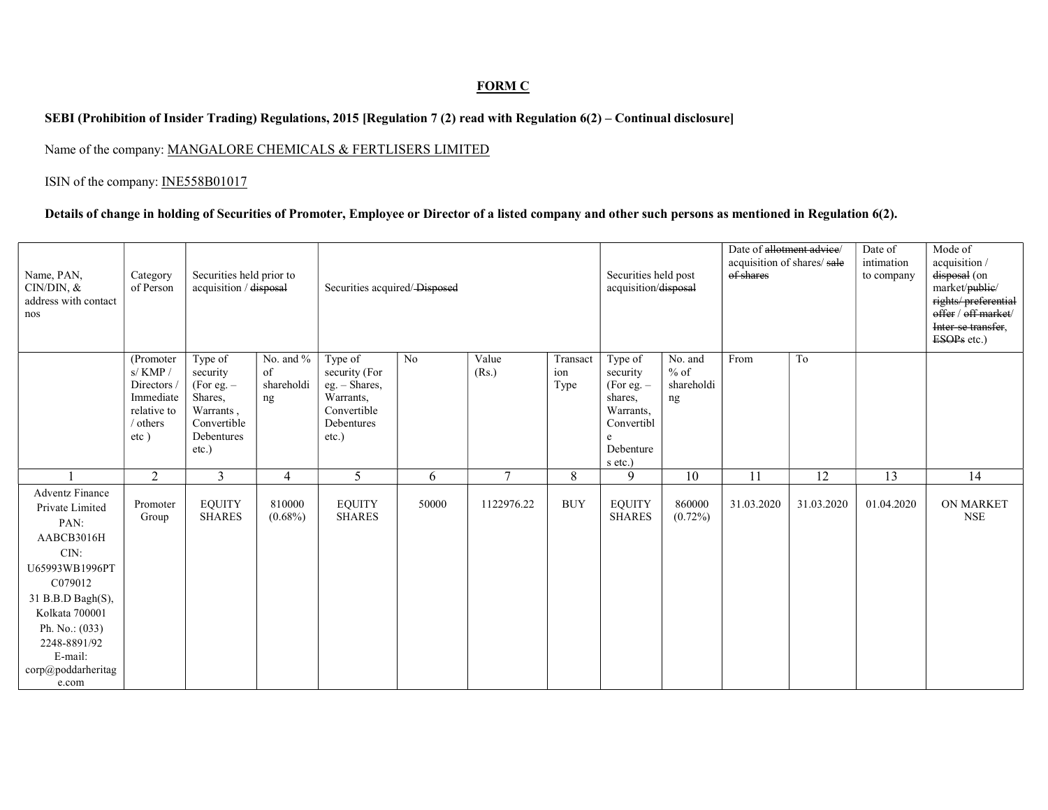# FORM C

**SEBI (Prohibition of Insider Trading) Regulations, 2015 [Regulation 7 (2) read with Regulation 6(2) – Continual disclosure]**

Name of the company: MANGALORE CHEMICALS & FERTLISERS LIMITED

ISIN of the company: INE558B01017

**Details of change in holding of Securities of Promoter, Employee or Director of a listed company and other such persons as mentioned in Regulation 6(2).**

| Name, PAN, CIN/DIN, & address with contact nos | Category of Person | Securities held prior to acquisition / ~~disposal~~ | | Securities acquired/ ~~Disposed~~ | | | | Securities held post acquisition/~~disposal~~ | | Date of ~~allotment advice~~/ acquisition of shares/ ~~sale of shares~~ | | Date of intimation to company | Mode of acquisition / ~~disposal~~ (on market/~~public~~/ ~~rights/ preferential offer~~ / ~~off market~~/ ~~Inter-se transfer~~, ~~ESOPs~~ etc.) |
|---|---|---|---|---|---|---|---|---|---|---|---|---|---|
| | (Promoters/ KMP / Directors / Immediate relative to / others etc ) | Type of security (For eg. – Shares, Warrants , Convertible Debentures etc.) | No. and % of shareholding | Type of security (For eg. – Shares, Warrants, Convertible Debentures etc.) | No | Value (Rs.) | Transaction Type | Type of security (For eg. – shares, Warrants, Convertible Debentures etc.) | No. and % of shareholding | From | To | | |
| 1 | 2 | 3 | 4 | 5 | 6 | 7 | 8 | 9 | 10 | 11 | 12 | 13 | 14 |
| Adventz Finance Private Limited PAN: AABCB3016H CIN: U65993WB1996PTC079012 31 B.B.D Bagh(S), Kolkata 700001 Ph. No.: (033) 2248-8891/92 E-mail: corp@poddarheritage.com | Promoter Group | EQUITY SHARES | 810000 (0.68%) | EQUITY SHARES | 50000 | 1122976.22 | BUY | EQUITY SHARES | 860000 (0.72%) | 31.03.2020 | 31.03.2020 | 01.04.2020 | ON MARKET NSE |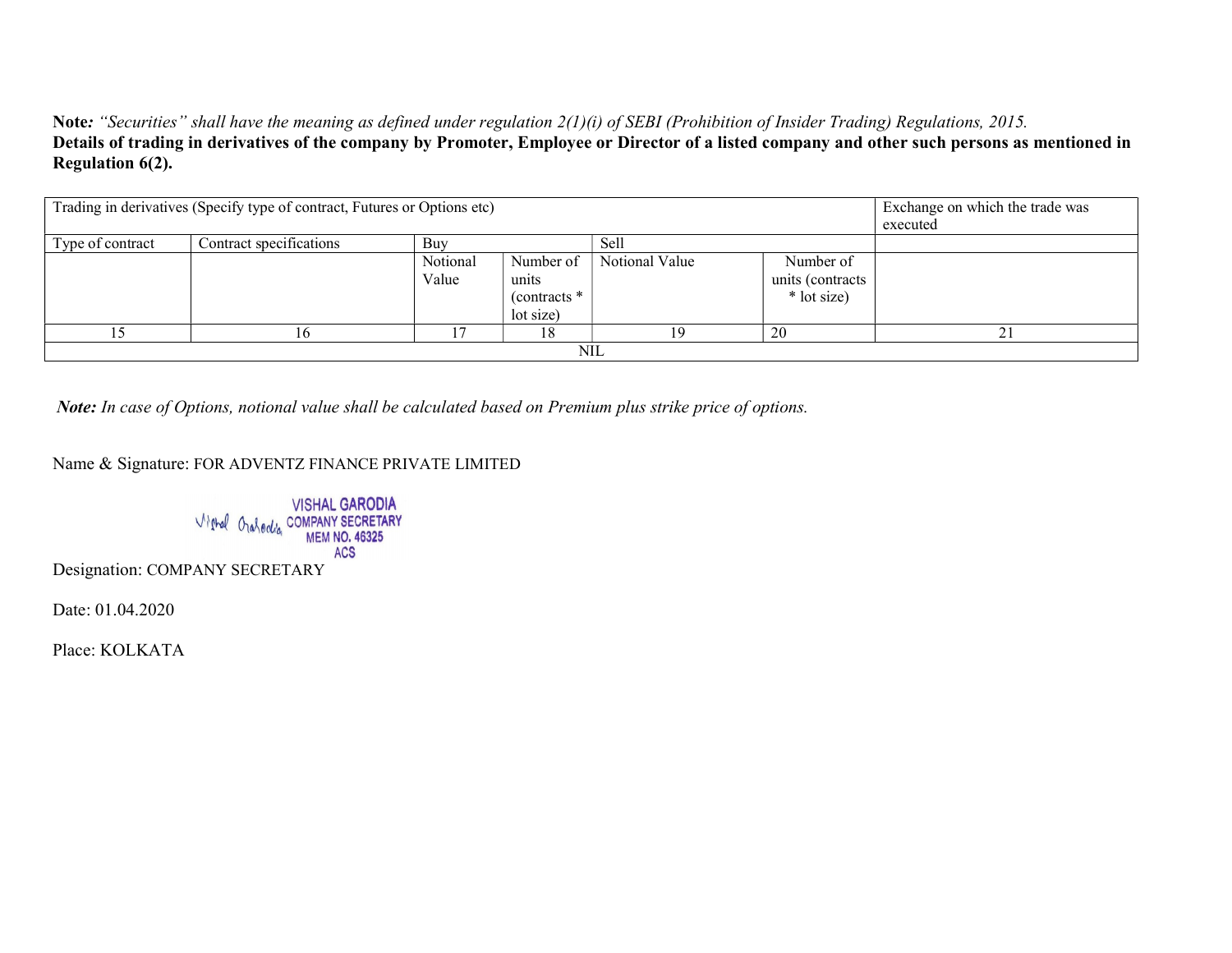**Note***: "Securities" shall have the meaning as defined under regulation 2(1)(i) of SEBI (Prohibition of Insider Trading) Regulations, 2015.*

**Details of trading in derivatives of the company by Promoter, Employee or Director of a listed company and other such persons as mentioned in Regulation 6(2).**

| Trading in derivatives (Specify type of contract, Futures or Options etc) | | | | | | Exchange on which the trade was executed |
|---|---|---|---|---|---|---|
| Type of contract | Contract specifications | Buy | | Sell | | |
| | | Notional Value | Number of units (contracts * lot size) | Notional Value | Number of units (contracts * lot size) | |
| 15 | 16 | 17 | 18 | 19 | 20 | 21 |
| NIL | | | | | | |

***Note:*** *In case of Options, notional value shall be calculated based on Premium plus strike price of options.*

Name & Signature: FOR ADVENTZ FINANCE PRIVATE LIMITED

Vishal Garodia
VISHAL GARODIA
COMPANY SECRETARY
MEM NO. 46325
ACS

Designation: COMPANY SECRETARY

Date: 01.04.2020

Place: KOLKATA